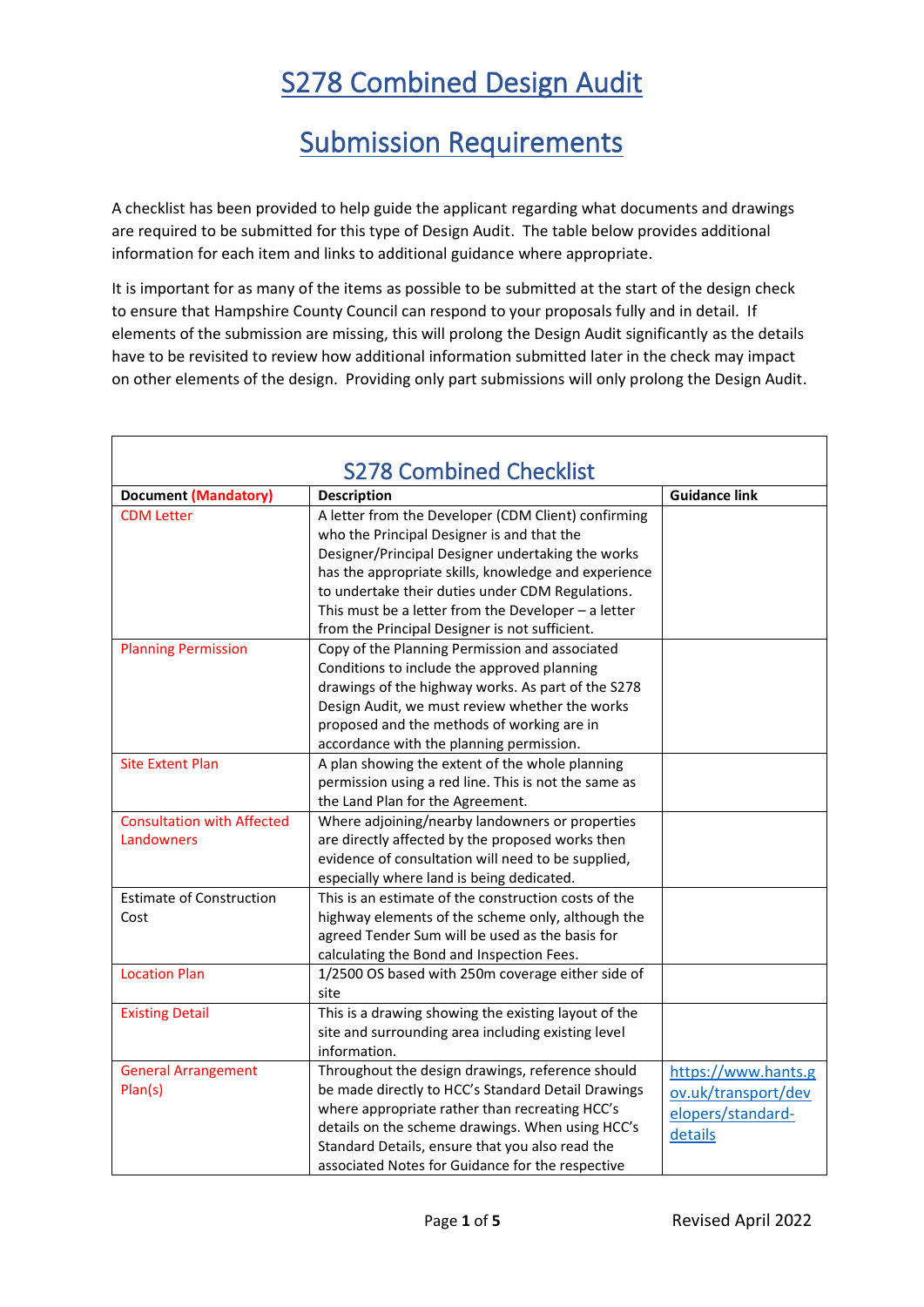# S278 Combined Design Audit

# Submission Requirements

A checklist has been provided to help guide the applicant regarding what documents and drawings are required to be submitted for this type of Design Audit. The table below provides additional information for each item and links to additional guidance where appropriate.

It is important for as many of the items as possible to be submitted at the start of the design check to ensure that Hampshire County Council can respond to your proposals fully and in detail. If elements of the submission are missing, this will prolong the Design Audit significantly as the details have to be revisited to review how additional information submitted later in the check may impact on other elements of the design. Providing only part submissions will only prolong the Design Audit.

## S278 Combined Checklist

| Document (Mandatory) | Description | Guidance link |
|---|---|---|
| CDM Letter | A letter from the Developer (CDM Client) confirming who the Principal Designer is and that the Designer/Principal Designer undertaking the works has the appropriate skills, knowledge and experience to undertake their duties under CDM Regulations. This must be a letter from the Developer – a letter from the Principal Designer is not sufficient. | |
| Planning Permission | Copy of the Planning Permission and associated Conditions to include the approved planning drawings of the highway works. As part of the S278 Design Audit, we must review whether the works proposed and the methods of working are in accordance with the planning permission. | |
| Site Extent Plan | A plan showing the extent of the whole planning permission using a red line. This is not the same as the Land Plan for the Agreement. | |
| Consultation with Affected Landowners | Where adjoining/nearby landowners or properties are directly affected by the proposed works then evidence of consultation will need to be supplied, especially where land is being dedicated. | |
| Estimate of Construction Cost | This is an estimate of the construction costs of the highway elements of the scheme only, although the agreed Tender Sum will be used as the basis for calculating the Bond and Inspection Fees. | |
| Location Plan | 1/2500 OS based with 250m coverage either side of site | |
| Existing Detail | This is a drawing showing the existing layout of the site and surrounding area including existing level information. | |
| General Arrangement Plan(s) | Throughout the design drawings, reference should be made directly to HCC's Standard Detail Drawings where appropriate rather than recreating HCC's details on the scheme drawings. When using HCC's Standard Details, ensure that you also read the associated Notes for Guidance for the respective | https://www.hants.gov.uk/transport/developers/standard-details |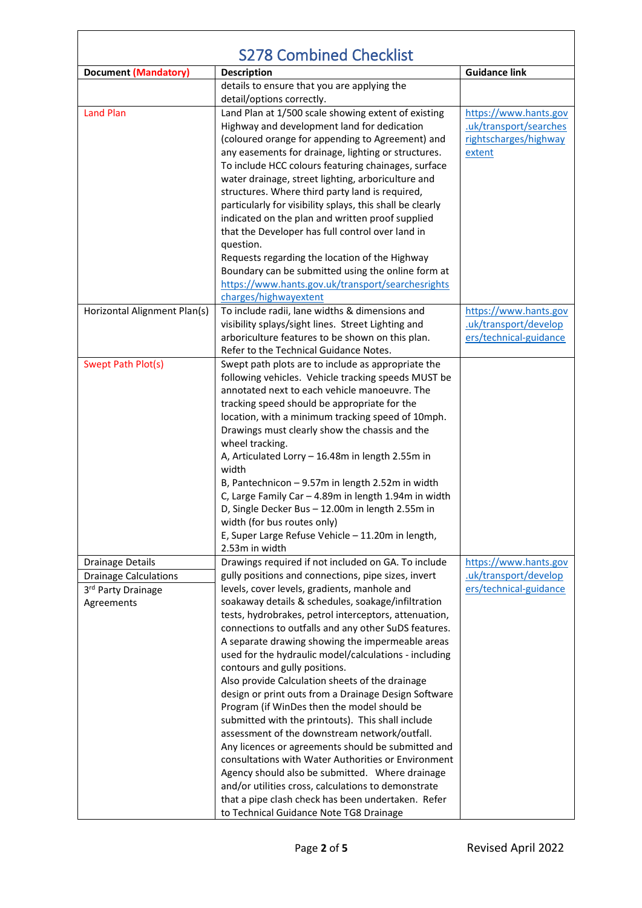## S278 Combined Checklist

| Document (Mandatory) | Description | Guidance link |
|---|---|---|
| | details to ensure that you are applying the detail/options correctly. | |
| Land Plan | Land Plan at 1/500 scale showing extent of existing Highway and development land for dedication (coloured orange for appending to Agreement) and any easements for drainage, lighting or structures. To include HCC colours featuring chainages, surface water drainage, street lighting, arboriculture and structures. Where third party land is required, particularly for visibility splays, this shall be clearly indicated on the plan and written proof supplied that the Developer has full control over land in question.<br>Requests regarding the location of the Highway Boundary can be submitted using the online form at https://www.hants.gov.uk/transport/searchesrightscharges/highwayextent | https://www.hants.gov.uk/transport/searchesrightscharges/highwayextent |
| Horizontal Alignment Plan(s) | To include radii, lane widths & dimensions and visibility splays/sight lines. Street Lighting and arboriculture features to be shown on this plan. Refer to the Technical Guidance Notes. | https://www.hants.gov.uk/transport/developers/technical-guidance |
| Swept Path Plot(s) | Swept path plots are to include as appropriate the following vehicles. Vehicle tracking speeds MUST be annotated next to each vehicle manoeuvre. The tracking speed should be appropriate for the location, with a minimum tracking speed of 10mph. Drawings must clearly show the chassis and the wheel tracking.<br>A, Articulated Lorry – 16.48m in length 2.55m in width<br>B, Pantechnicon – 9.57m in length 2.52m in width<br>C, Large Family Car – 4.89m in length 1.94m in width<br>D, Single Decker Bus – 12.00m in length 2.55m in width (for bus routes only)<br>E, Super Large Refuse Vehicle – 11.20m in length, 2.53m in width | |
| Drainage Details<br>Drainage Calculations<br>3rd Party Drainage Agreements | Drawings required if not included on GA. To include gully positions and connections, pipe sizes, invert levels, cover levels, gradients, manhole and soakaway details & schedules, soakage/infiltration tests, hydrobrakes, petrol interceptors, attenuation, connections to outfalls and any other SuDS features. A separate drawing showing the impermeable areas used for the hydraulic model/calculations - including contours and gully positions.<br>Also provide Calculation sheets of the drainage design or print outs from a Drainage Design Software Program (if WinDes then the model should be submitted with the printouts). This shall include assessment of the downstream network/outfall.<br>Any licences or agreements should be submitted and consultations with Water Authorities or Environment Agency should also be submitted. Where drainage and/or utilities cross, calculations to demonstrate that a pipe clash check has been undertaken. Refer to Technical Guidance Note TG8 Drainage | https://www.hants.gov.uk/transport/developers/technical-guidance |

Revised April 2022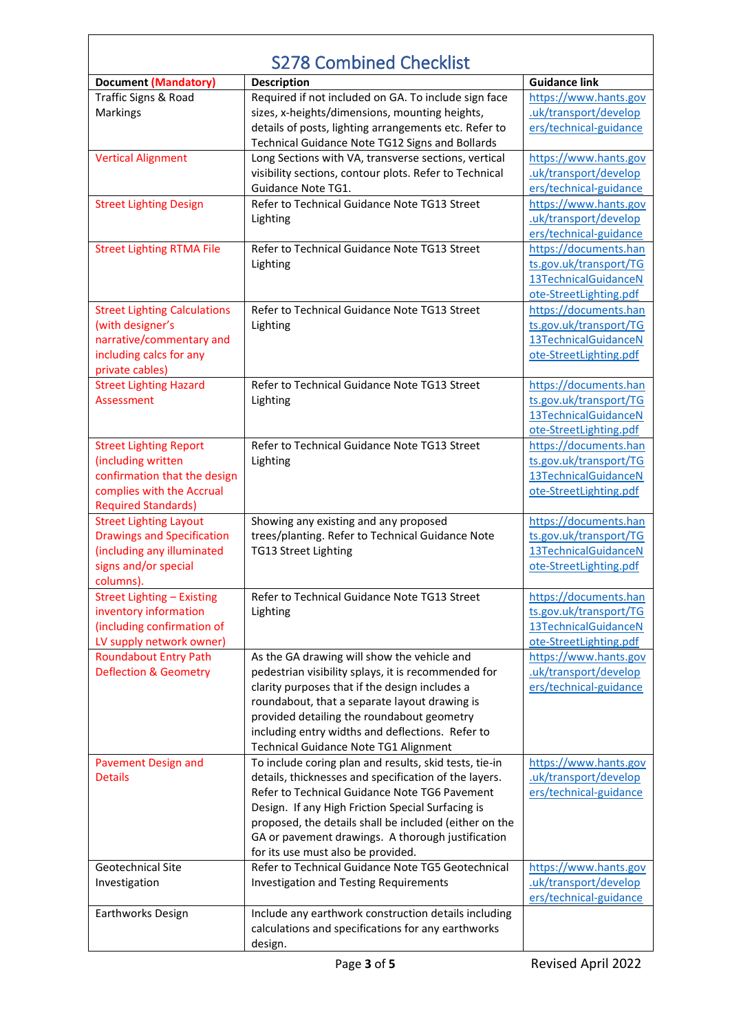# S278 Combined Checklist

| Document (Mandatory) | Description | Guidance link |
|---|---|---|
| Traffic Signs & Road Markings | Required if not included on GA. To include sign face sizes, x-heights/dimensions, mounting heights, details of posts, lighting arrangements etc. Refer to Technical Guidance Note TG12 Signs and Bollards | https://www.hants.gov.uk/transport/developers/technical-guidance |
| Vertical Alignment | Long Sections with VA, transverse sections, vertical visibility sections, contour plots. Refer to Technical Guidance Note TG1. | https://www.hants.gov.uk/transport/developers/technical-guidance |
| Street Lighting Design | Refer to Technical Guidance Note TG13 Street Lighting | https://www.hants.gov.uk/transport/developers/technical-guidance |
| Street Lighting RTMA File | Refer to Technical Guidance Note TG13 Street Lighting | https://documents.hants.gov.uk/transport/TG13TechnicalGuidanceNote-StreetLighting.pdf |
| Street Lighting Calculations (with designer's narrative/commentary and including calcs for any private cables) | Refer to Technical Guidance Note TG13 Street Lighting | https://documents.hants.gov.uk/transport/TG13TechnicalGuidanceNote-StreetLighting.pdf |
| Street Lighting Hazard Assessment | Refer to Technical Guidance Note TG13 Street Lighting | https://documents.hants.gov.uk/transport/TG13TechnicalGuidanceNote-StreetLighting.pdf |
| Street Lighting Report (including written confirmation that the design complies with the Accrual Required Standards) | Refer to Technical Guidance Note TG13 Street Lighting | https://documents.hants.gov.uk/transport/TG13TechnicalGuidanceNote-StreetLighting.pdf |
| Street Lighting Layout Drawings and Specification (including any illuminated signs and/or special columns). | Showing any existing and any proposed trees/planting. Refer to Technical Guidance Note TG13 Street Lighting | https://documents.hants.gov.uk/transport/TG13TechnicalGuidanceNote-StreetLighting.pdf |
| Street Lighting – Existing inventory information (including confirmation of LV supply network owner) | Refer to Technical Guidance Note TG13 Street Lighting | https://documents.hants.gov.uk/transport/TG13TechnicalGuidanceNote-StreetLighting.pdf |
| Roundabout Entry Path Deflection & Geometry | As the GA drawing will show the vehicle and pedestrian visibility splays, it is recommended for clarity purposes that if the design includes a roundabout, that a separate layout drawing is provided detailing the roundabout geometry including entry widths and deflections. Refer to Technical Guidance Note TG1 Alignment | https://www.hants.gov.uk/transport/developers/technical-guidance |
| Pavement Design and Details | To include coring plan and results, skid tests, tie-in details, thicknesses and specification of the layers. Refer to Technical Guidance Note TG6 Pavement Design. If any High Friction Special Surfacing is proposed, the details shall be included (either on the GA or pavement drawings. A thorough justification for its use must also be provided. | https://www.hants.gov.uk/transport/developers/technical-guidance |
| Geotechnical Site Investigation | Refer to Technical Guidance Note TG5 Geotechnical Investigation and Testing Requirements | https://www.hants.gov.uk/transport/developers/technical-guidance |
| Earthworks Design | Include any earthwork construction details including calculations and specifications for any earthworks design. | |

Revised April 2022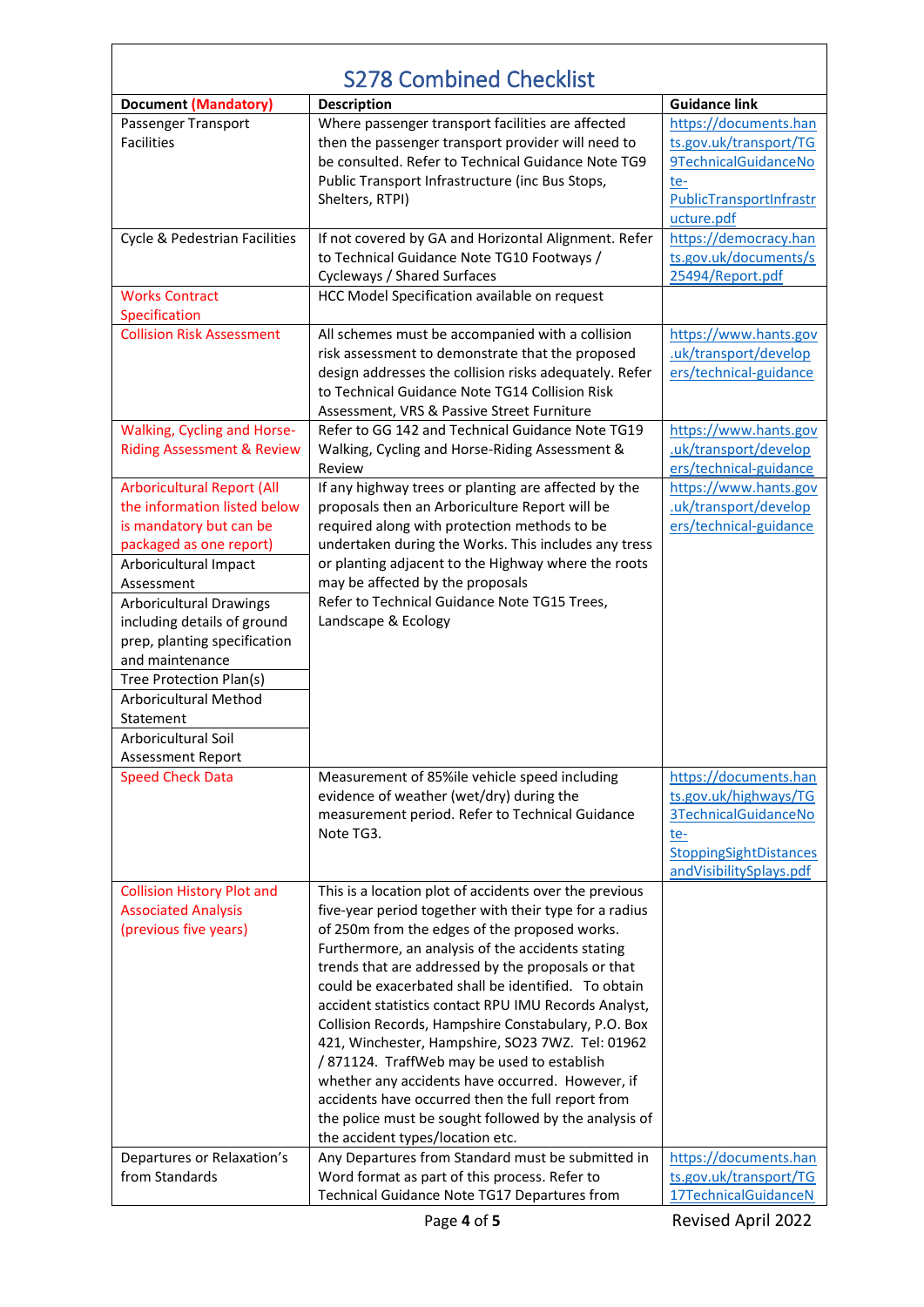# S278 Combined Checklist

| Document (Mandatory) | Description | Guidance link |
|---|---|---|
| Passenger Transport Facilities | Where passenger transport facilities are affected then the passenger transport provider will need to be consulted. Refer to Technical Guidance Note TG9 Public Transport Infrastructure (inc Bus Stops, Shelters, RTPI) | https://documents.hants.gov.uk/transport/TG9TechnicalGuidanceNote-PublicTransportInfrastructure.pdf |
| Cycle & Pedestrian Facilities | If not covered by GA and Horizontal Alignment. Refer to Technical Guidance Note TG10 Footways / Cycleways / Shared Surfaces | https://democracy.hants.gov.uk/documents/s25494/Report.pdf |
| Works Contract Specification | HCC Model Specification available on request | |
| Collision Risk Assessment | All schemes must be accompanied with a collision risk assessment to demonstrate that the proposed design addresses the collision risks adequately. Refer to Technical Guidance Note TG14 Collision Risk Assessment, VRS & Passive Street Furniture | https://www.hants.gov.uk/transport/developers/technical-guidance |
| Walking, Cycling and Horse-Riding Assessment & Review | Refer to GG 142 and Technical Guidance Note TG19 Walking, Cycling and Horse-Riding Assessment & Review | https://www.hants.gov.uk/transport/developers/technical-guidance |
| Arboricultural Report (All the information listed below is mandatory but can be packaged as one report) | If any highway trees or planting are affected by the proposals then an Arboriculture Report will be required along with protection methods to be undertaken during the Works. This includes any tress or planting adjacent to the Highway where the roots may be affected by the proposals<br>Refer to Technical Guidance Note TG15 Trees, Landscape & Ecology | https://www.hants.gov.uk/transport/developers/technical-guidance |
| Arboricultural Impact Assessment | | |
| Arboricultural Drawings including details of ground prep, planting specification and maintenance | | |
| Tree Protection Plan(s) | | |
| Arboricultural Method Statement | | |
| Arboricultural Soil Assessment Report | | |
| Speed Check Data | Measurement of 85%ile vehicle speed including evidence of weather (wet/dry) during the measurement period. Refer to Technical Guidance Note TG3. | https://documents.hants.gov.uk/highways/TG3TechnicalGuidanceNote-StoppingSightDistancesandVisibilitySplays.pdf |
| Collision History Plot and Associated Analysis (previous five years) | This is a location plot of accidents over the previous five-year period together with their type for a radius of 250m from the edges of the proposed works. Furthermore, an analysis of the accidents stating trends that are addressed by the proposals or that could be exacerbated shall be identified. To obtain accident statistics contact RPU IMU Records Analyst, Collision Records, Hampshire Constabulary, P.O. Box 421, Winchester, Hampshire, SO23 7WZ. Tel: 01962 / 871124. TraffWeb may be used to establish whether any accidents have occurred. However, if accidents have occurred then the full report from the police must be sought followed by the analysis of the accident types/location etc. | |
| Departures or Relaxation's from Standards | Any Departures from Standard must be submitted in Word format as part of this process. Refer to Technical Guidance Note TG17 Departures from | https://documents.hants.gov.uk/transport/TG17TechnicalGuidanceN |

Revised April 2022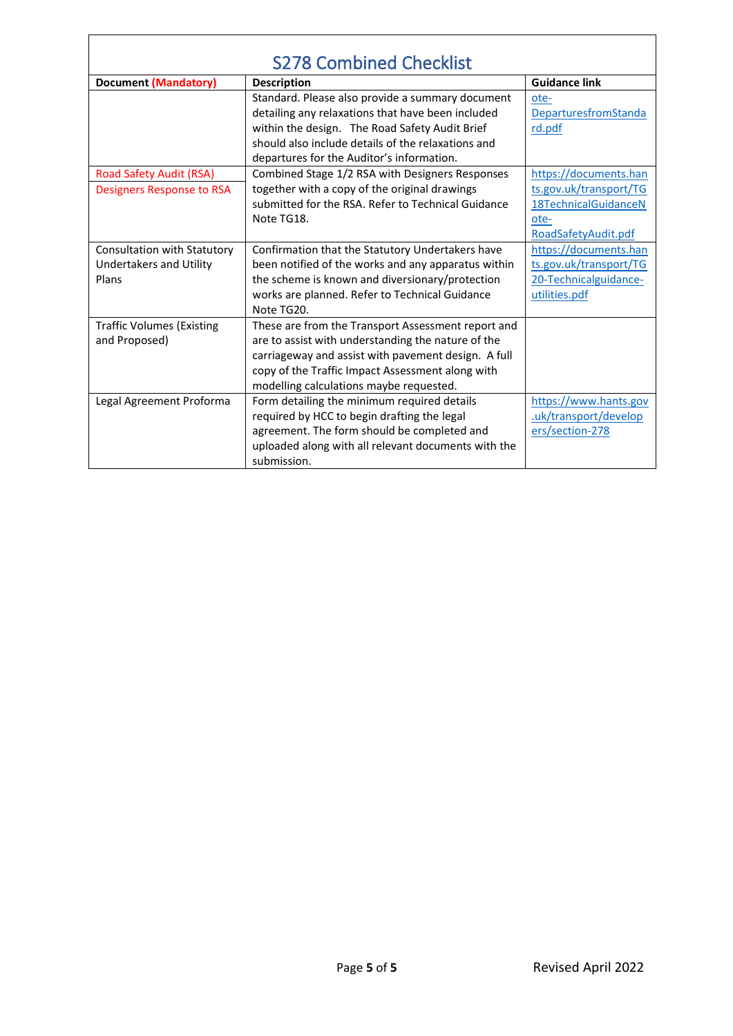## S278 Combined Checklist

| Document (Mandatory) | Description | Guidance link |
|---|---|---|
| | Standard. Please also provide a summary document detailing any relaxations that have been included within the design. The Road Safety Audit Brief should also include details of the relaxations and departures for the Auditor's information. | ote-DeparturesfromStandard.pdf |
| Road Safety Audit (RSA) Designers Response to RSA | Combined Stage 1/2 RSA with Designers Responses together with a copy of the original drawings submitted for the RSA. Refer to Technical Guidance Note TG18. | https://documents.hants.gov.uk/transport/TG18TechnicalGuidanceNote-RoadSafetyAudit.pdf |
| Consultation with Statutory Undertakers and Utility Plans | Confirmation that the Statutory Undertakers have been notified of the works and any apparatus within the scheme is known and diversionary/protection works are planned. Refer to Technical Guidance Note TG20. | https://documents.hants.gov.uk/transport/TG20-Technicalguidance-utilities.pdf |
| Traffic Volumes (Existing and Proposed) | These are from the Transport Assessment report and are to assist with understanding the nature of the carriageway and assist with pavement design. A full copy of the Traffic Impact Assessment along with modelling calculations maybe requested. | |
| Legal Agreement Proforma | Form detailing the minimum required details required by HCC to begin drafting the legal agreement. The form should be completed and uploaded along with all relevant documents with the submission. | https://www.hants.gov.uk/transport/developers/section-278 |

Revised April 2022